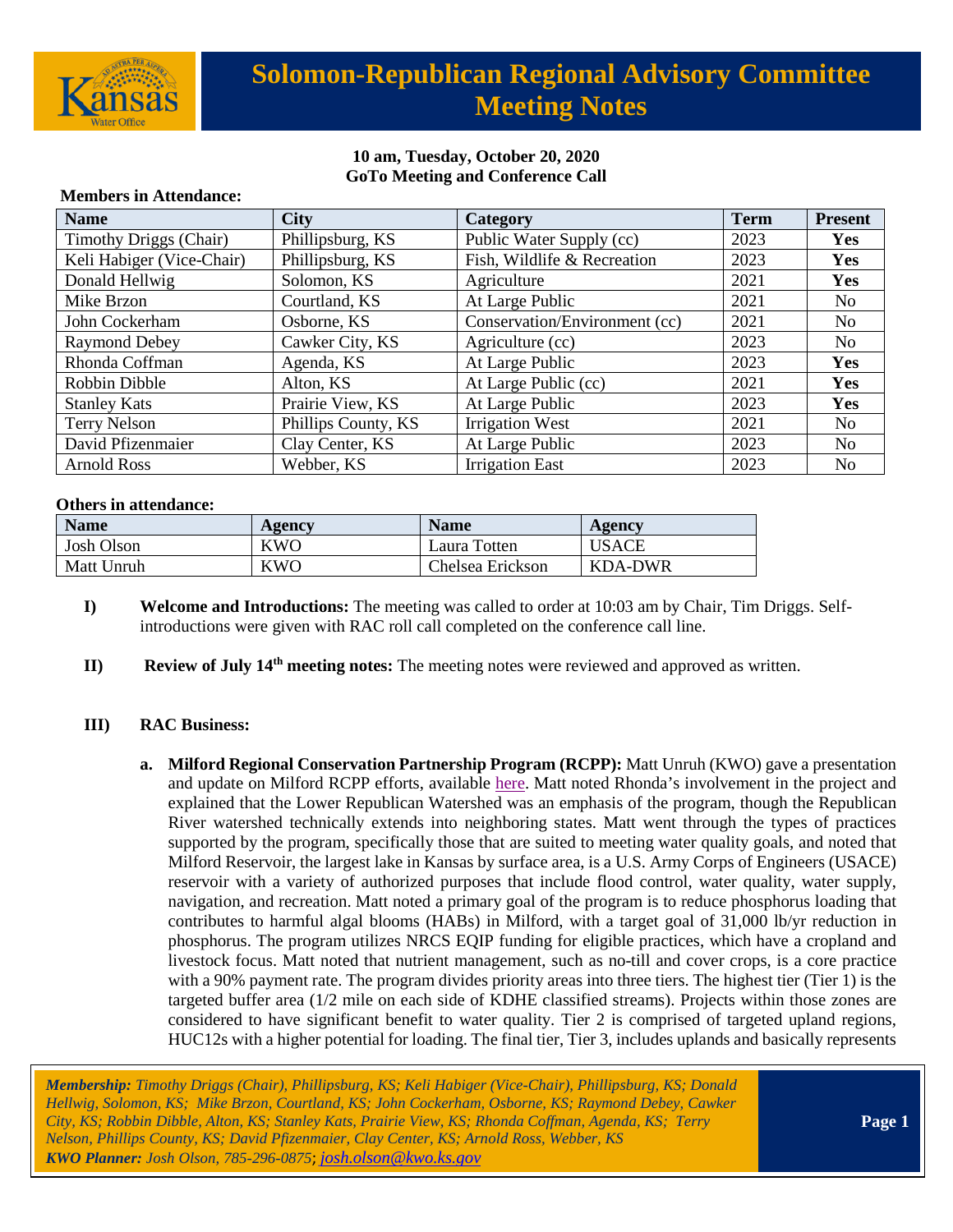# Solomon-Republican Regional Advisory Committee Meeting Notes

**10 am, Tuesday, October 20, 2020**
**GoTo Meeting and Conference Call**

**Members in Attendance:**

| Name | City | Category | Term | Present |
|---|---|---|---|---|
| Timothy Driggs (Chair) | Phillipsburg, KS | Public Water Supply (cc) | 2023 | **Yes** |
| Keli Habiger (Vice-Chair) | Phillipsburg, KS | Fish, Wildlife & Recreation | 2023 | **Yes** |
| Donald Hellwig | Solomon, KS | Agriculture | 2021 | **Yes** |
| Mike Brzon | Courtland, KS | At Large Public | 2021 | No |
| John Cockerham | Osborne, KS | Conservation/Environment (cc) | 2021 | No |
| Raymond Debey | Cawker City, KS | Agriculture (cc) | 2023 | No |
| Rhonda Coffman | Agenda, KS | At Large Public | 2023 | **Yes** |
| Robbin Dibble | Alton, KS | At Large Public (cc) | 2021 | **Yes** |
| Stanley Kats | Prairie View, KS | At Large Public | 2023 | **Yes** |
| Terry Nelson | Phillips County, KS | Irrigation West | 2021 | No |
| David Pfizenmaier | Clay Center, KS | At Large Public | 2023 | No |
| Arnold Ross | Webber, KS | Irrigation East | 2023 | No |

**Others in attendance:**

| Name | Agency | Name | Agency |
|---|---|---|---|
| Josh Olson | KWO | Laura Totten | USACE |
| Matt Unruh | KWO | Chelsea Erickson | KDA-DWR |

**I) Welcome and Introductions:** The meeting was called to order at 10:03 am by Chair, Tim Driggs. Self-introductions were given with RAC roll call completed on the conference call line.

**II) Review of July 14th meeting notes:** The meeting notes were reviewed and approved as written.

**III) RAC Business:**

**a. Milford Regional Conservation Partnership Program (RCPP):** Matt Unruh (KWO) gave a presentation and update on Milford RCPP efforts, available here. Matt noted Rhonda's involvement in the project and explained that the Lower Republican Watershed was an emphasis of the program, though the Republican River watershed technically extends into neighboring states. Matt went through the types of practices supported by the program, specifically those that are suited to meeting water quality goals, and noted that Milford Reservoir, the largest lake in Kansas by surface area, is a U.S. Army Corps of Engineers (USACE) reservoir with a variety of authorized purposes that include flood control, water quality, water supply, navigation, and recreation. Matt noted a primary goal of the program is to reduce phosphorus loading that contributes to harmful algal blooms (HABs) in Milford, with a target goal of 31,000 lb/yr reduction in phosphorus. The program utilizes NRCS EQIP funding for eligible practices, which have a cropland and livestock focus. Matt noted that nutrient management, such as no-till and cover crops, is a core practice with a 90% payment rate. The program divides priority areas into three tiers. The highest tier (Tier 1) is the targeted buffer area (1/2 mile on each side of KDHE classified streams). Projects within those zones are considered to have significant benefit to water quality. Tier 2 is comprised of targeted upland regions, HUC12s with a higher potential for loading. The final tier, Tier 3, includes uplands and basically represents

*Membership: Timothy Driggs (Chair), Phillipsburg, KS; Keli Habiger (Vice-Chair), Phillipsburg, KS; Donald Hellwig, Solomon, KS; Mike Brzon, Courtland, KS; John Cockerham, Osborne, KS; Raymond Debey, Cawker City, KS; Robbin Dibble, Alton, KS; Stanley Kats, Prairie View, KS; Rhonda Coffman, Agenda, KS; Terry Nelson, Phillips County, KS; David Pfizenmaier, Clay Center, KS; Arnold Ross, Webber, KS*
*KWO Planner: Josh Olson, 785-296-0875; josh.olson@kwo.ks.gov*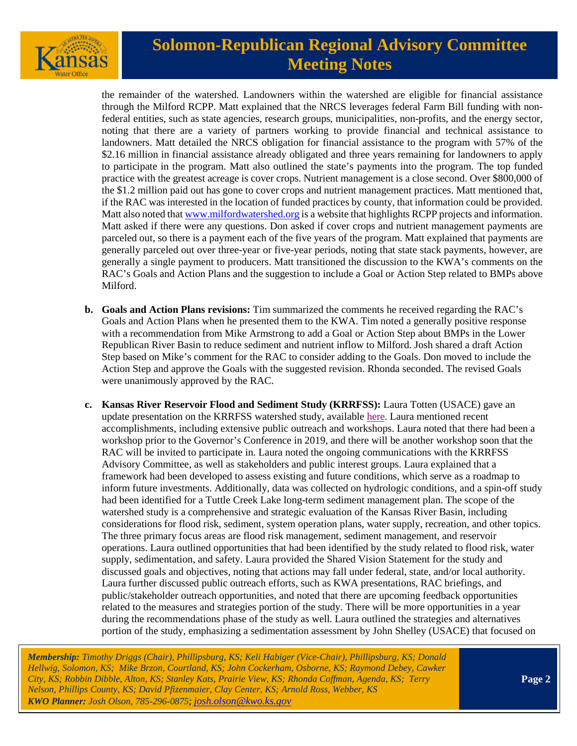the remainder of the watershed. Landowners within the watershed are eligible for financial assistance through the Milford RCPP. Matt explained that the NRCS leverages federal Farm Bill funding with non-federal entities, such as state agencies, research groups, municipalities, non-profits, and the energy sector, noting that there are a variety of partners working to provide financial and technical assistance to landowners. Matt detailed the NRCS obligation for financial assistance to the program with 57% of the $2.16 million in financial assistance already obligated and three years remaining for landowners to apply to participate in the program. Matt also outlined the state's payments into the program. The top funded practice with the greatest acreage is cover crops. Nutrient management is a close second. Over $800,000 of the $1.2 million paid out has gone to cover crops and nutrient management practices. Matt mentioned that, if the RAC was interested in the location of funded practices by county, that information could be provided. Matt also noted that www.milfordwatershed.org is a website that highlights RCPP projects and information. Matt asked if there were any questions. Don asked if cover crops and nutrient management payments are parceled out, so there is a payment each of the five years of the program. Matt explained that payments are generally parceled out over three-year or five-year periods, noting that state stack payments, however, are generally a single payment to producers. Matt transitioned the discussion to the KWA's comments on the RAC's Goals and Action Plans and the suggestion to include a Goal or Action Step related to BMPs above Milford.

b. **Goals and Action Plans revisions:** Tim summarized the comments he received regarding the RAC's Goals and Action Plans when he presented them to the KWA. Tim noted a generally positive response with a recommendation from Mike Armstrong to add a Goal or Action Step about BMPs in the Lower Republican River Basin to reduce sediment and nutrient inflow to Milford. Josh shared a draft Action Step based on Mike's comment for the RAC to consider adding to the Goals. Don moved to include the Action Step and approve the Goals with the suggested revision. Rhonda seconded. The revised Goals were unanimously approved by the RAC.

c. **Kansas River Reservoir Flood and Sediment Study (KRRFSS):** Laura Totten (USACE) gave an update presentation on the KRRFSS watershed study, available here. Laura mentioned recent accomplishments, including extensive public outreach and workshops. Laura noted that there had been a workshop prior to the Governor's Conference in 2019, and there will be another workshop soon that the RAC will be invited to participate in. Laura noted the ongoing communications with the KRRFSS Advisory Committee, as well as stakeholders and public interest groups. Laura explained that a framework had been developed to assess existing and future conditions, which serve as a roadmap to inform future investments. Additionally, data was collected on hydrologic conditions, and a spin-off study had been identified for a Tuttle Creek Lake long-term sediment management plan. The scope of the watershed study is a comprehensive and strategic evaluation of the Kansas River Basin, including considerations for flood risk, sediment, system operation plans, water supply, recreation, and other topics. The three primary focus areas are flood risk management, sediment management, and reservoir operations. Laura outlined opportunities that had been identified by the study related to flood risk, water supply, sedimentation, and safety. Laura provided the Shared Vision Statement for the study and discussed goals and objectives, noting that actions may fall under federal, state, and/or local authority. Laura further discussed public outreach efforts, such as KWA presentations, RAC briefings, and public/stakeholder outreach opportunities, and noted that there are upcoming feedback opportunities related to the measures and strategies portion of the study. There will be more opportunities in a year during the recommendations phase of the study as well. Laura outlined the strategies and alternatives portion of the study, emphasizing a sedimentation assessment by John Shelley (USACE) that focused on

***Membership:** Timothy Driggs (Chair), Phillipsburg, KS; Keli Habiger (Vice-Chair), Phillipsburg, KS; Donald Hellwig, Solomon, KS; Mike Brzon, Courtland, KS; John Cockerham, Osborne, KS; Raymond Debey, Cawker City, KS; Robbin Dibble, Alton, KS; Stanley Kats, Prairie View, KS; Rhonda Coffman, Agenda, KS; Terry Nelson, Phillips County, KS; David Pfizenmaier, Clay Center, KS; Arnold Ross, Webber, KS*
***KWO Planner:** Josh Olson, 785-296-0875; josh.olson@kwo.ks.gov*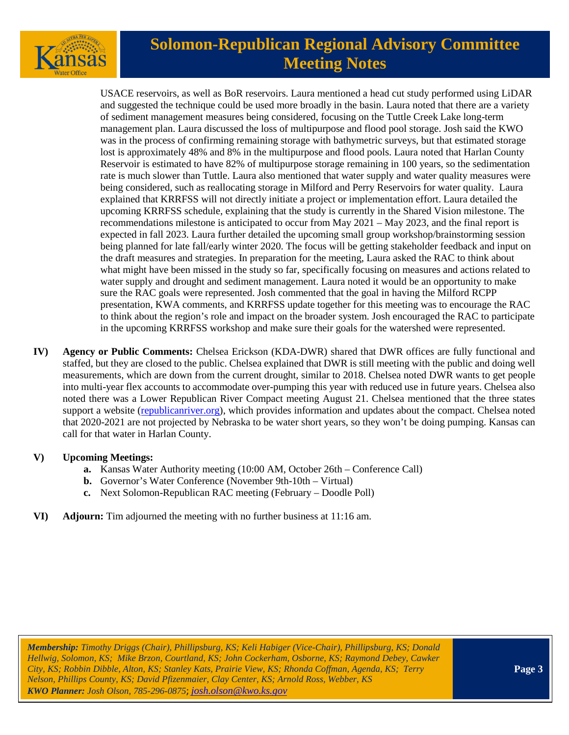USACE reservoirs, as well as BoR reservoirs. Laura mentioned a head cut study performed using LiDAR and suggested the technique could be used more broadly in the basin. Laura noted that there are a variety of sediment management measures being considered, focusing on the Tuttle Creek Lake long-term management plan. Laura discussed the loss of multipurpose and flood pool storage. Josh said the KWO was in the process of confirming remaining storage with bathymetric surveys, but that estimated storage lost is approximately 48% and 8% in the multipurpose and flood pools. Laura noted that Harlan County Reservoir is estimated to have 82% of multipurpose storage remaining in 100 years, so the sedimentation rate is much slower than Tuttle. Laura also mentioned that water supply and water quality measures were being considered, such as reallocating storage in Milford and Perry Reservoirs for water quality. Laura explained that KRRFSS will not directly initiate a project or implementation effort. Laura detailed the upcoming KRRFSS schedule, explaining that the study is currently in the Shared Vision milestone. The recommendations milestone is anticipated to occur from May 2021 – May 2023, and the final report is expected in fall 2023. Laura further detailed the upcoming small group workshop/brainstorming session being planned for late fall/early winter 2020. The focus will be getting stakeholder feedback and input on the draft measures and strategies. In preparation for the meeting, Laura asked the RAC to think about what might have been missed in the study so far, specifically focusing on measures and actions related to water supply and drought and sediment management. Laura noted it would be an opportunity to make sure the RAC goals were represented. Josh commented that the goal in having the Milford RCPP presentation, KWA comments, and KRRFSS update together for this meeting was to encourage the RAC to think about the region's role and impact on the broader system. Josh encouraged the RAC to participate in the upcoming KRRFSS workshop and make sure their goals for the watershed were represented.

**IV) Agency or Public Comments:** Chelsea Erickson (KDA-DWR) shared that DWR offices are fully functional and staffed, but they are closed to the public. Chelsea explained that DWR is still meeting with the public and doing well measurements, which are down from the current drought, similar to 2018. Chelsea noted DWR wants to get people into multi-year flex accounts to accommodate over-pumping this year with reduced use in future years. Chelsea also noted there was a Lower Republican River Compact meeting August 21. Chelsea mentioned that the three states support a website (republicanriver.org), which provides information and updates about the compact. Chelsea noted that 2020-2021 are not projected by Nebraska to be water short years, so they won't be doing pumping. Kansas can call for that water in Harlan County.

**V) Upcoming Meetings:**

- **a.** Kansas Water Authority meeting (10:00 AM, October 26th – Conference Call)
- **b.** Governor's Water Conference (November 9th-10th – Virtual)
- **c.** Next Solomon-Republican RAC meeting (February – Doodle Poll)

**VI) Adjourn:** Tim adjourned the meeting with no further business at 11:16 am.